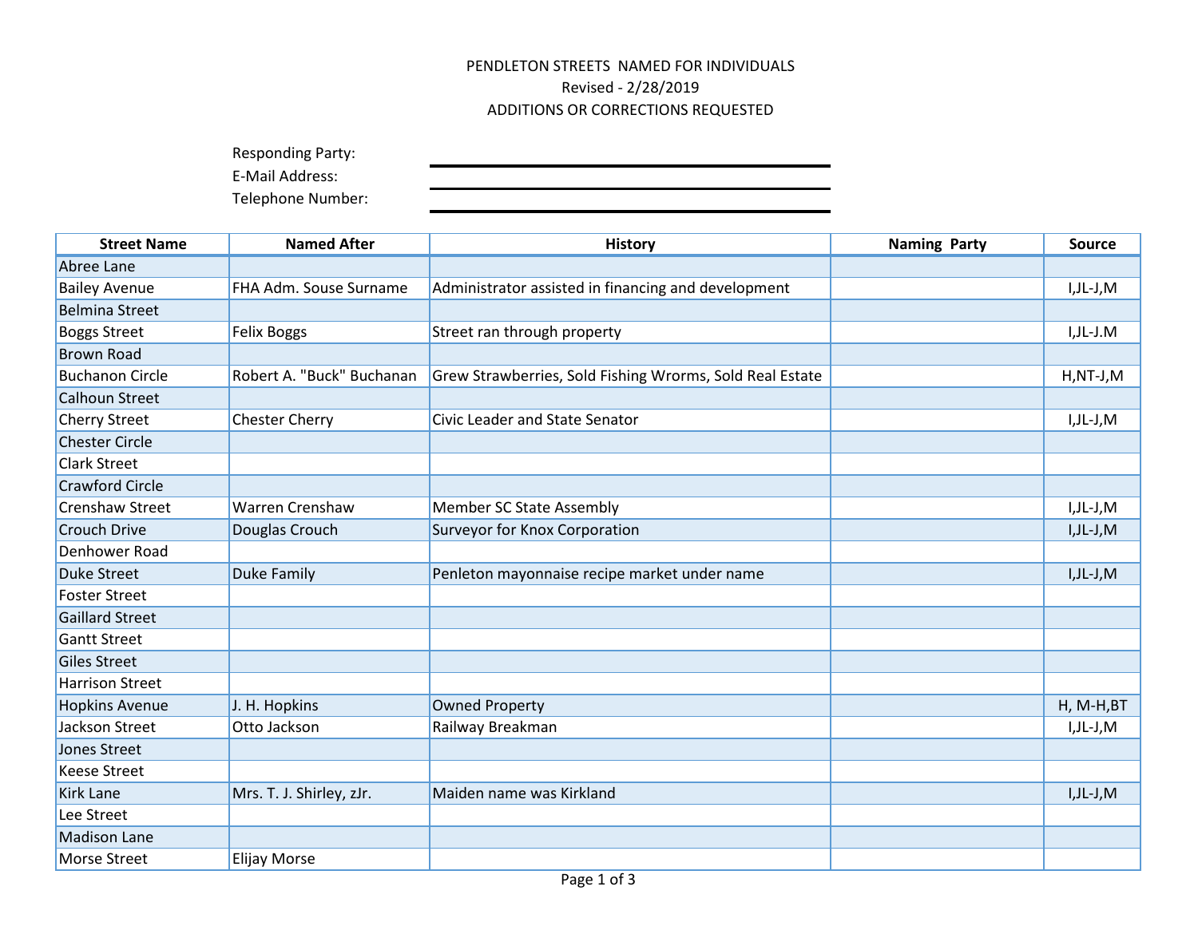PENDLETON STREETS NAMED FOR INDIVIDUALS

Revised - 2/28/2019

ADDITIONS OR CORRECTIONS REQUESTED

Responding Party: \_\_\_\_\_\_\_\_\_\_\_\_\_\_\_\_\_\_\_\_

E-Mail Address: \_\_\_\_\_\_\_\_\_\_\_\_\_\_\_\_\_\_\_\_

Telephone Number: \_\_\_\_\_\_\_\_\_\_\_\_\_\_\_\_\_\_\_\_

| Street Name | Named After | History | Naming Party | Source |
|---|---|---|---|---|
| Abree Lane | | | | |
| Bailey Avenue | FHA Adm. Souse Surname | Administrator assisted in financing and development | | I,JL-J,M |
| Belmina Street | | | | |
| Boggs Street | Felix Boggs | Street ran through property | | I,JL-J.M |
| Brown Road | | | | |
| Buchanon Circle | Robert A. "Buck" Buchanan | Grew Strawberries, Sold Fishing Wrorms, Sold Real Estate | | H,NT-J,M |
| Calhoun Street | | | | |
| Cherry Street | Chester Cherry | Civic Leader and State Senator | | I,JL-J,M |
| Chester Circle | | | | |
| Clark Street | | | | |
| Crawford Circle | | | | |
| Crenshaw Street | Warren Crenshaw | Member SC State Assembly | | I,JL-J,M |
| Crouch Drive | Douglas Crouch | Surveyor for Knox Corporation | | I,JL-J,M |
| Denhower Road | | | | |
| Duke Street | Duke Family | Penleton mayonnaise recipe market under name | | I,JL-J,M |
| Foster Street | | | | |
| Gaillard Street | | | | |
| Gantt Street | | | | |
| Giles Street | | | | |
| Harrison Street | | | | |
| Hopkins Avenue | J. H. Hopkins | Owned Property | | H, M-H,BT |
| Jackson Street | Otto Jackson | Railway Breakman | | I,JL-J,M |
| Jones Street | | | | |
| Keese Street | | | | |
| Kirk Lane | Mrs. T. J. Shirley, zJr. | Maiden name was Kirkland | | I,JL-J,M |
| Lee Street | | | | |
| Madison Lane | | | | |
| Morse Street | Elijay Morse | | | |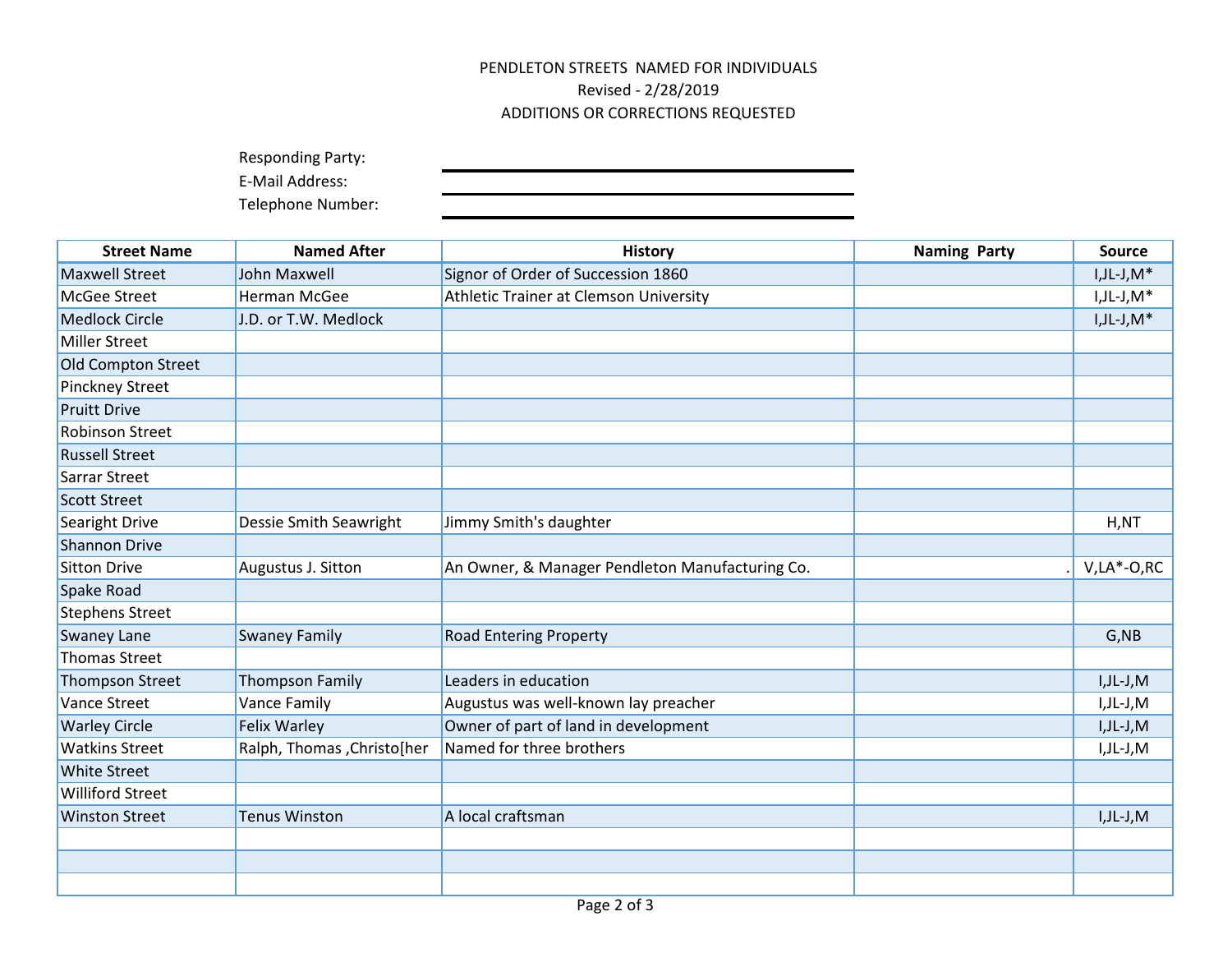PENDLETON STREETS NAMED FOR INDIVIDUALS
Revised - 2/28/2019
ADDITIONS OR CORRECTIONS REQUESTED

Responding Party: ______________________
E-Mail Address: ______________________
Telephone Number: ______________________

| Street Name | Named After | History | Naming Party | Source |
|---|---|---|---|---|
| Maxwell Street | John Maxwell | Signor of Order of Succession 1860 | | I,JL-J,M* |
| McGee Street | Herman McGee | Athletic Trainer at Clemson University | | I,JL-J,M* |
| Medlock Circle | J.D. or T.W. Medlock | | | I,JL-J,M* |
| Miller Street | | | | |
| Old Compton Street | | | | |
| Pinckney Street | | | | |
| Pruitt Drive | | | | |
| Robinson Street | | | | |
| Russell Street | | | | |
| Sarrar Street | | | | |
| Scott Street | | | | |
| Searight Drive | Dessie Smith Seawright | Jimmy Smith's daughter | | H,NT |
| Shannon Drive | | | | |
| Sitton Drive | Augustus J. Sitton | An Owner, & Manager Pendleton Manufacturing Co. | . | V,LA*-O,RC |
| Spake Road | | | | |
| Stephens Street | | | | |
| Swaney Lane | Swaney Family | Road Entering Property | | G,NB |
| Thomas Street | | | | |
| Thompson Street | Thompson Family | Leaders in education | | I,JL-J,M |
| Vance Street | Vance Family | Augustus was well-known lay preacher | | I,JL-J,M |
| Warley Circle | Felix Warley | Owner of part of land in development | | I,JL-J,M |
| Watkins Street | Ralph, Thomas ,Christo[her | Named for three brothers | | I,JL-J,M |
| White Street | | | | |
| Williford Street | | | | |
| Winston Street | Tenus Winston | A local craftsman | | I,JL-J,M |
| | | | | |
| | | | | |
| | | | | |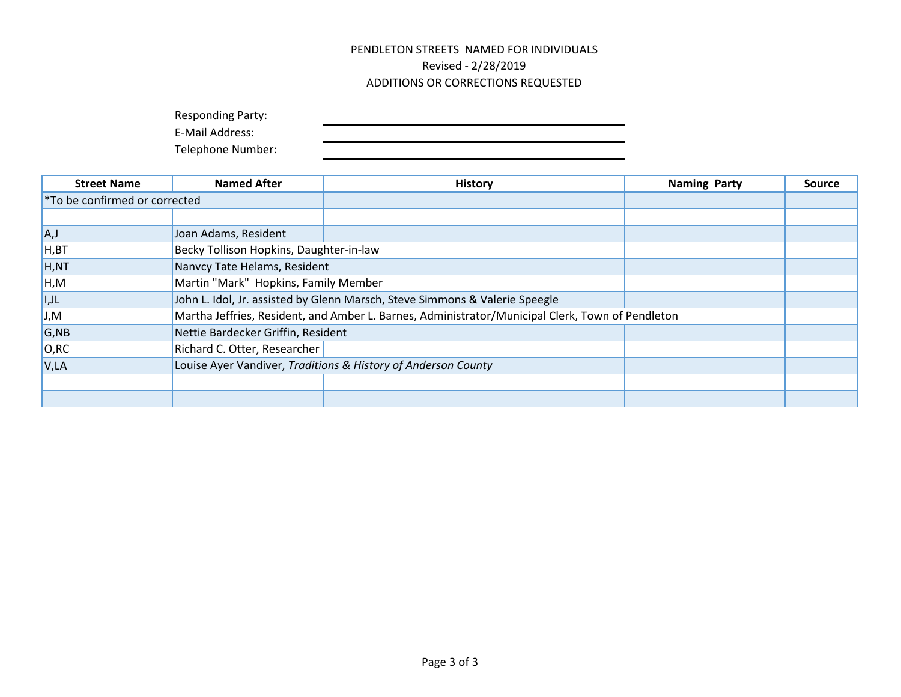PENDLETON STREETS NAMED FOR INDIVIDUALS
Revised - 2/28/2019
ADDITIONS OR CORRECTIONS REQUESTED

Responding Party: ____________________

E-Mail Address: ____________________

Telephone Number: ____________________

| Street Name | Named After | History | Naming Party | Source |
|---|---|---|---|---|
| *To be confirmed or corrected | | | | |
| | | | | |
| A,J | Joan Adams, Resident | | | |
| H,BT | Becky Tollison Hopkins, Daughter-in-law | | | |
| H,NT | Nanvcy Tate Helams, Resident | | | |
| H,M | Martin "Mark" Hopkins, Family Member | | | |
| I,JL | John L. Idol, Jr. assisted by Glenn Marsch, Steve Simmons & Valerie Speegle | | | |
| J,M | Martha Jeffries, Resident, and Amber L. Barnes, Administrator/Municipal Clerk, Town of Pendleton | | | |
| G,NB | Nettie Bardecker Griffin, Resident | | | |
| O,RC | Richard C. Otter, Researcher | | | |
| V,LA | Louise Ayer Vandiver, *Traditions & History of Anderson County* | | | |
| | | | | |
| | | | | |